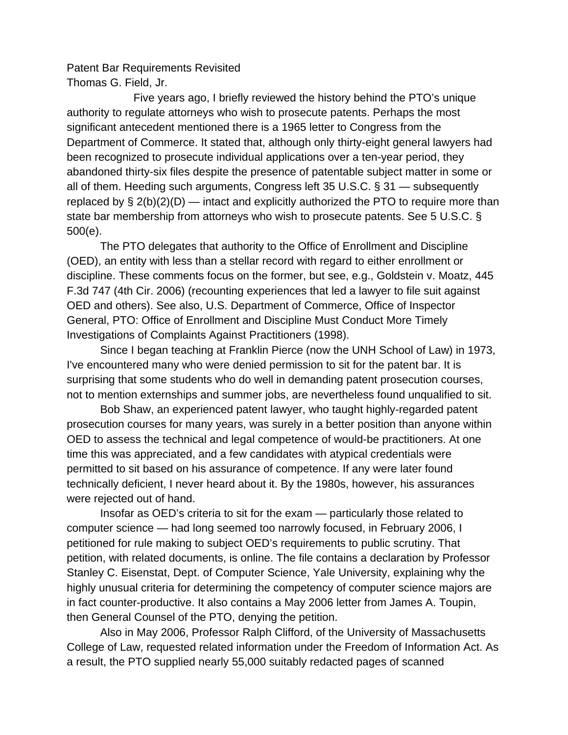# Patent Bar Requirements Revisited

Thomas G. Field, Jr.

Five years ago, I briefly reviewed the history behind the PTO's unique authority to regulate attorneys who wish to prosecute patents. Perhaps the most significant antecedent mentioned there is a 1965 letter to Congress from the Department of Commerce. It stated that, although only thirty-eight general lawyers had been recognized to prosecute individual applications over a ten-year period, they abandoned thirty-six files despite the presence of patentable subject matter in some or all of them. Heeding such arguments, Congress left 35 U.S.C. § 31 — subsequently replaced by § 2(b)(2)(D) — intact and explicitly authorized the PTO to require more than state bar membership from attorneys who wish to prosecute patents. See 5 U.S.C. § 500(e).

The PTO delegates that authority to the Office of Enrollment and Discipline (OED), an entity with less than a stellar record with regard to either enrollment or discipline. These comments focus on the former, but see, e.g., Goldstein v. Moatz, 445 F.3d 747 (4th Cir. 2006) (recounting experiences that led a lawyer to file suit against OED and others). See also, U.S. Department of Commerce, Office of Inspector General, PTO: Office of Enrollment and Discipline Must Conduct More Timely Investigations of Complaints Against Practitioners (1998).

Since I began teaching at Franklin Pierce (now the UNH School of Law) in 1973, I've encountered many who were denied permission to sit for the patent bar. It is surprising that some students who do well in demanding patent prosecution courses, not to mention externships and summer jobs, are nevertheless found unqualified to sit.

Bob Shaw, an experienced patent lawyer, who taught highly-regarded patent prosecution courses for many years, was surely in a better position than anyone within OED to assess the technical and legal competence of would-be practitioners. At one time this was appreciated, and a few candidates with atypical credentials were permitted to sit based on his assurance of competence. If any were later found technically deficient, I never heard about it. By the 1980s, however, his assurances were rejected out of hand.

Insofar as OED's criteria to sit for the exam — particularly those related to computer science — had long seemed too narrowly focused, in February 2006, I petitioned for rule making to subject OED's requirements to public scrutiny. That petition, with related documents, is online. The file contains a declaration by Professor Stanley C. Eisenstat, Dept. of Computer Science, Yale University, explaining why the highly unusual criteria for determining the competency of computer science majors are in fact counter-productive. It also contains a May 2006 letter from James A. Toupin, then General Counsel of the PTO, denying the petition.

Also in May 2006, Professor Ralph Clifford, of the University of Massachusetts College of Law, requested related information under the Freedom of Information Act. As a result, the PTO supplied nearly 55,000 suitably redacted pages of scanned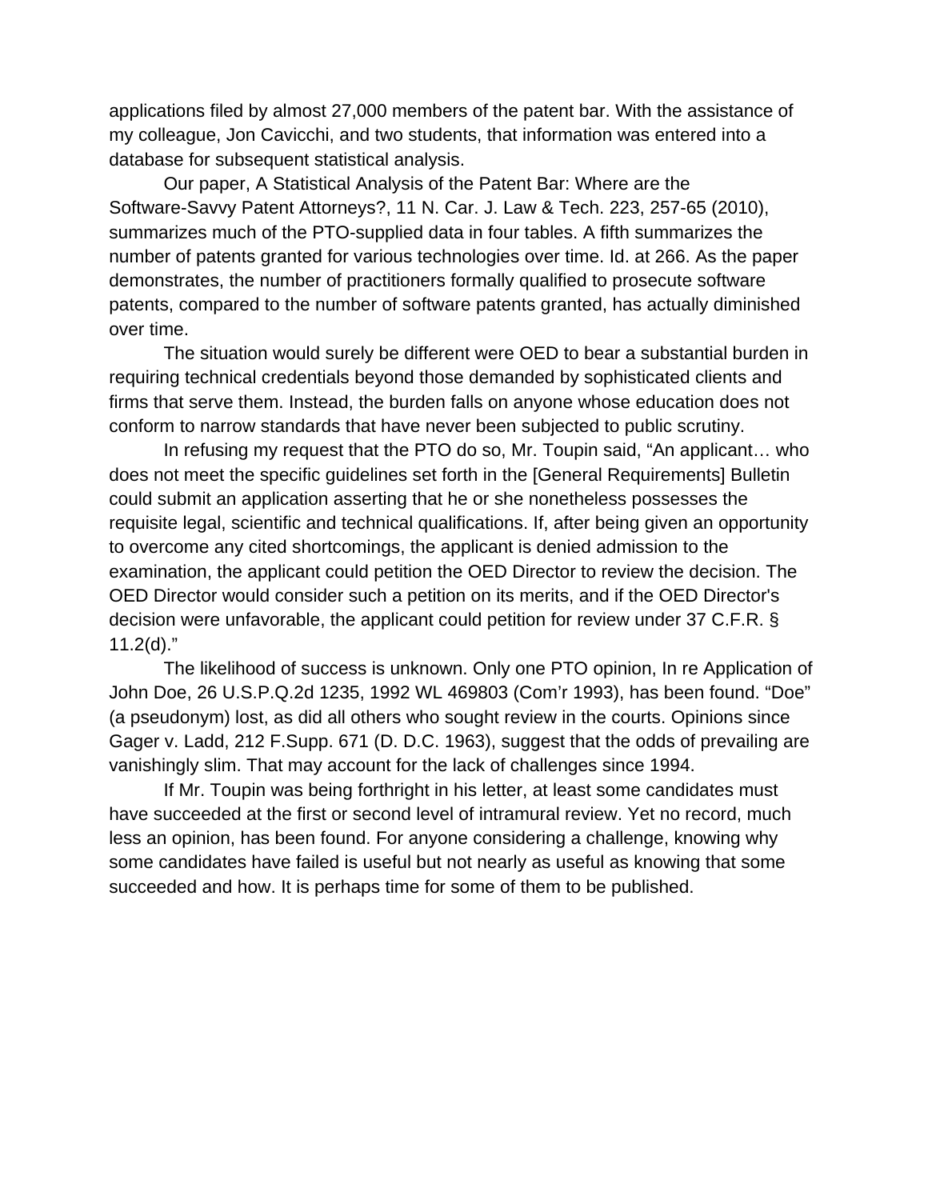applications filed by almost 27,000 members of the patent bar. With the assistance of my colleague, Jon Cavicchi, and two students, that information was entered into a database for subsequent statistical analysis.

Our paper, A Statistical Analysis of the Patent Bar: Where are the Software-Savvy Patent Attorneys?, 11 N. Car. J. Law & Tech. 223, 257-65 (2010), summarizes much of the PTO-supplied data in four tables. A fifth summarizes the number of patents granted for various technologies over time. Id. at 266. As the paper demonstrates, the number of practitioners formally qualified to prosecute software patents, compared to the number of software patents granted, has actually diminished over time.

The situation would surely be different were OED to bear a substantial burden in requiring technical credentials beyond those demanded by sophisticated clients and firms that serve them. Instead, the burden falls on anyone whose education does not conform to narrow standards that have never been subjected to public scrutiny.

In refusing my request that the PTO do so, Mr. Toupin said, “An applicant… who does not meet the specific guidelines set forth in the [General Requirements] Bulletin could submit an application asserting that he or she nonetheless possesses the requisite legal, scientific and technical qualifications. If, after being given an opportunity to overcome any cited shortcomings, the applicant is denied admission to the examination, the applicant could petition the OED Director to review the decision. The OED Director would consider such a petition on its merits, and if the OED Director's decision were unfavorable, the applicant could petition for review under 37 C.F.R. § 11.2(d).”

The likelihood of success is unknown. Only one PTO opinion, In re Application of John Doe, 26 U.S.P.Q.2d 1235, 1992 WL 469803 (Com’r 1993), has been found. “Doe” (a pseudonym) lost, as did all others who sought review in the courts. Opinions since Gager v. Ladd, 212 F.Supp. 671 (D. D.C. 1963), suggest that the odds of prevailing are vanishingly slim. That may account for the lack of challenges since 1994.

If Mr. Toupin was being forthright in his letter, at least some candidates must have succeeded at the first or second level of intramural review. Yet no record, much less an opinion, has been found. For anyone considering a challenge, knowing why some candidates have failed is useful but not nearly as useful as knowing that some succeeded and how. It is perhaps time for some of them to be published.